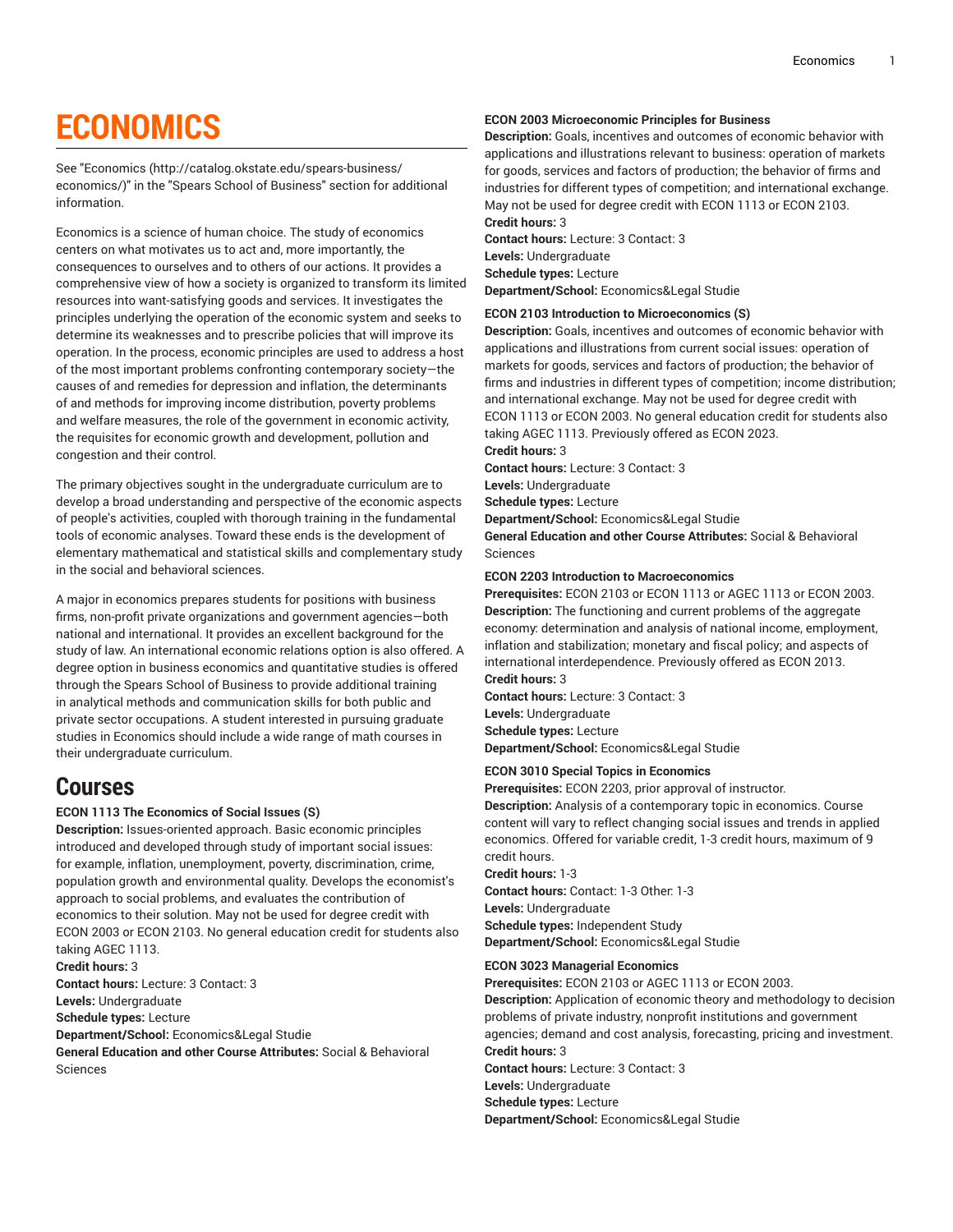# ECONOMICS

See "Economics (http://catalog.okstate.edu/spears-business/economics/)" in the "Spears School of Business" section for additional information.

Economics is a science of human choice. The study of economics centers on what motivates us to act and, more importantly, the consequences to ourselves and to others of our actions. It provides a comprehensive view of how a society is organized to transform its limited resources into want-satisfying goods and services. It investigates the principles underlying the operation of the economic system and seeks to determine its weaknesses and to prescribe policies that will improve its operation. In the process, economic principles are used to address a host of the most important problems confronting contemporary society—the causes of and remedies for depression and inflation, the determinants of and methods for improving income distribution, poverty problems and welfare measures, the role of the government in economic activity, the requisites for economic growth and development, pollution and congestion and their control.

The primary objectives sought in the undergraduate curriculum are to develop a broad understanding and perspective of the economic aspects of people's activities, coupled with thorough training in the fundamental tools of economic analyses. Toward these ends is the development of elementary mathematical and statistical skills and complementary study in the social and behavioral sciences.

A major in economics prepares students for positions with business firms, non-profit private organizations and government agencies—both national and international. It provides an excellent background for the study of law. An international economic relations option is also offered. A degree option in business economics and quantitative studies is offered through the Spears School of Business to provide additional training in analytical methods and communication skills for both public and private sector occupations. A student interested in pursuing graduate studies in Economics should include a wide range of math courses in their undergraduate curriculum.

## Courses

**ECON 1113 The Economics of Social Issues (S)**
**Description:** Issues-oriented approach. Basic economic principles introduced and developed through study of important social issues: for example, inflation, unemployment, poverty, discrimination, crime, population growth and environmental quality. Develops the economist's approach to social problems, and evaluates the contribution of economics to their solution. May not be used for degree credit with ECON 2003 or ECON 2103. No general education credit for students also taking AGEC 1113.
**Credit hours:** 3
**Contact hours:** Lecture: 3 Contact: 3
**Levels:** Undergraduate
**Schedule types:** Lecture
**Department/School:** Economics&Legal Studie
**General Education and other Course Attributes:** Social & Behavioral Sciences

**ECON 2003 Microeconomic Principles for Business**
**Description:** Goals, incentives and outcomes of economic behavior with applications and illustrations relevant to business: operation of markets for goods, services and factors of production; the behavior of firms and industries for different types of competition; and international exchange. May not be used for degree credit with ECON 1113 or ECON 2103.
**Credit hours:** 3
**Contact hours:** Lecture: 3 Contact: 3
**Levels:** Undergraduate
**Schedule types:** Lecture
**Department/School:** Economics&Legal Studie

**ECON 2103 Introduction to Microeconomics (S)**
**Description:** Goals, incentives and outcomes of economic behavior with applications and illustrations from current social issues: operation of markets for goods, services and factors of production; the behavior of firms and industries in different types of competition; income distribution; and international exchange. May not be used for degree credit with ECON 1113 or ECON 2003. No general education credit for students also taking AGEC 1113. Previously offered as ECON 2023.
**Credit hours:** 3
**Contact hours:** Lecture: 3 Contact: 3
**Levels:** Undergraduate
**Schedule types:** Lecture
**Department/School:** Economics&Legal Studie
**General Education and other Course Attributes:** Social & Behavioral Sciences

**ECON 2203 Introduction to Macroeconomics**
**Prerequisites:** ECON 2103 or ECON 1113 or AGEC 1113 or ECON 2003.
**Description:** The functioning and current problems of the aggregate economy: determination and analysis of national income, employment, inflation and stabilization; monetary and fiscal policy; and aspects of international interdependence. Previously offered as ECON 2013.
**Credit hours:** 3
**Contact hours:** Lecture: 3 Contact: 3
**Levels:** Undergraduate
**Schedule types:** Lecture
**Department/School:** Economics&Legal Studie

**ECON 3010 Special Topics in Economics**
**Prerequisites:** ECON 2203, prior approval of instructor.
**Description:** Analysis of a contemporary topic in economics. Course content will vary to reflect changing social issues and trends in applied economics. Offered for variable credit, 1-3 credit hours, maximum of 9 credit hours.
**Credit hours:** 1-3
**Contact hours:** Contact: 1-3 Other: 1-3
**Levels:** Undergraduate
**Schedule types:** Independent Study
**Department/School:** Economics&Legal Studie

**ECON 3023 Managerial Economics**
**Prerequisites:** ECON 2103 or AGEC 1113 or ECON 2003.
**Description:** Application of economic theory and methodology to decision problems of private industry, nonprofit institutions and government agencies; demand and cost analysis, forecasting, pricing and investment.
**Credit hours:** 3
**Contact hours:** Lecture: 3 Contact: 3
**Levels:** Undergraduate
**Schedule types:** Lecture
**Department/School:** Economics&Legal Studie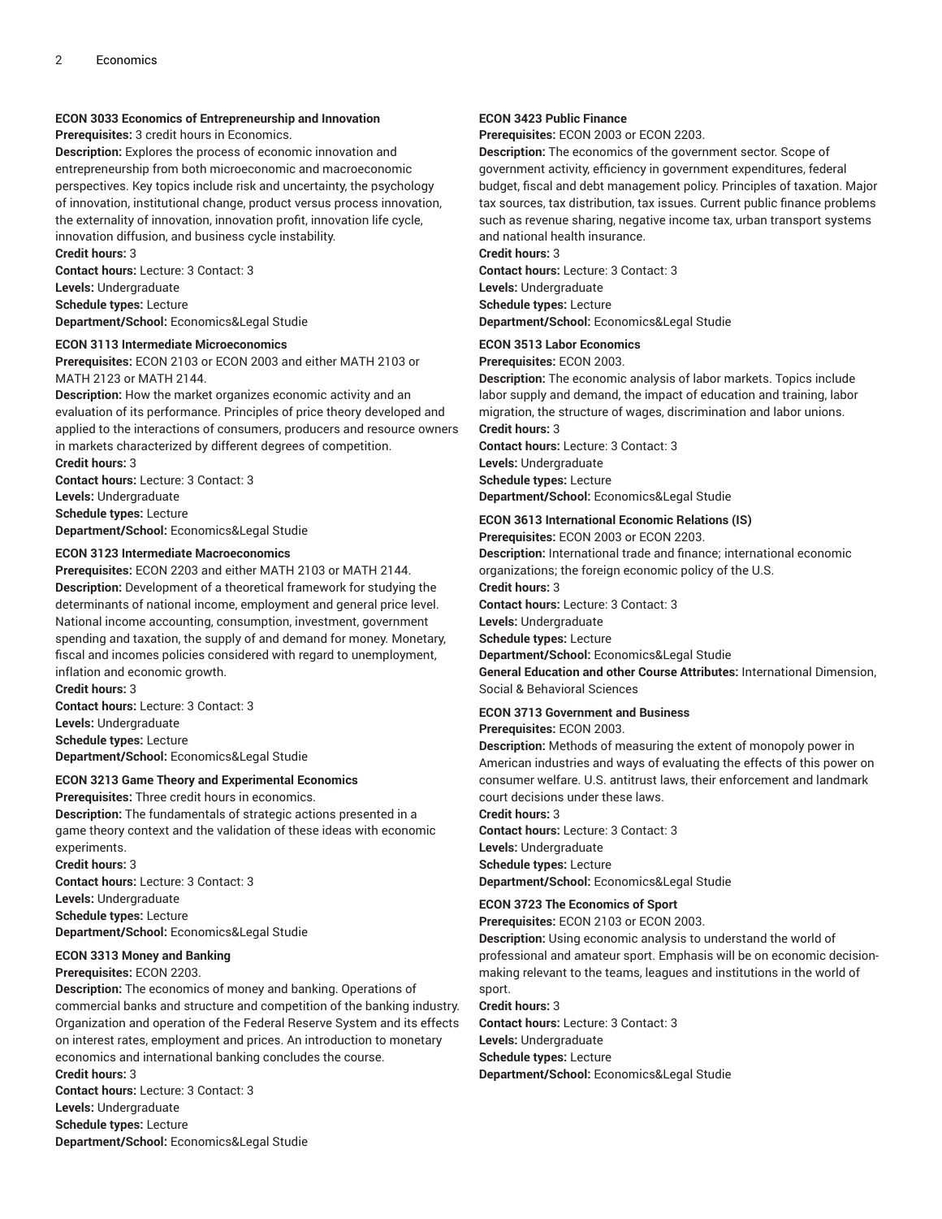**ECON 3033 Economics of Entrepreneurship and Innovation**

**Prerequisites:** 3 credit hours in Economics.

**Description:** Explores the process of economic innovation and entrepreneurship from both microeconomic and macroeconomic perspectives. Key topics include risk and uncertainty, the psychology of innovation, institutional change, product versus process innovation, the externality of innovation, innovation profit, innovation life cycle, innovation diffusion, and business cycle instability.

**Credit hours:** 3

**Contact hours:** Lecture: 3 Contact: 3

**Levels:** Undergraduate

**Schedule types:** Lecture

**Department/School:** Economics&Legal Studie

**ECON 3113 Intermediate Microeconomics**

**Prerequisites:** ECON 2103 or ECON 2003 and either MATH 2103 or MATH 2123 or MATH 2144.

**Description:** How the market organizes economic activity and an evaluation of its performance. Principles of price theory developed and applied to the interactions of consumers, producers and resource owners in markets characterized by different degrees of competition.

**Credit hours:** 3

**Contact hours:** Lecture: 3 Contact: 3

**Levels:** Undergraduate

**Schedule types:** Lecture

**Department/School:** Economics&Legal Studie

**ECON 3123 Intermediate Macroeconomics**

**Prerequisites:** ECON 2203 and either MATH 2103 or MATH 2144.

**Description:** Development of a theoretical framework for studying the determinants of national income, employment and general price level. National income accounting, consumption, investment, government spending and taxation, the supply of and demand for money. Monetary, fiscal and incomes policies considered with regard to unemployment, inflation and economic growth.

**Credit hours:** 3

**Contact hours:** Lecture: 3 Contact: 3

**Levels:** Undergraduate

**Schedule types:** Lecture

**Department/School:** Economics&Legal Studie

**ECON 3213 Game Theory and Experimental Economics**

**Prerequisites:** Three credit hours in economics.

**Description:** The fundamentals of strategic actions presented in a game theory context and the validation of these ideas with economic experiments.

**Credit hours:** 3

**Contact hours:** Lecture: 3 Contact: 3

**Levels:** Undergraduate

**Schedule types:** Lecture

**Department/School:** Economics&Legal Studie

**ECON 3313 Money and Banking**

**Prerequisites:** ECON 2203.

**Description:** The economics of money and banking. Operations of commercial banks and structure and competition of the banking industry. Organization and operation of the Federal Reserve System and its effects on interest rates, employment and prices. An introduction to monetary economics and international banking concludes the course.

**Credit hours:** 3

**Contact hours:** Lecture: 3 Contact: 3

**Levels:** Undergraduate

**Schedule types:** Lecture

**Department/School:** Economics&Legal Studie

**ECON 3423 Public Finance**

**Prerequisites:** ECON 2003 or ECON 2203.

**Description:** The economics of the government sector. Scope of government activity, efficiency in government expenditures, federal budget, fiscal and debt management policy. Principles of taxation. Major tax sources, tax distribution, tax issues. Current public finance problems such as revenue sharing, negative income tax, urban transport systems and national health insurance.

**Credit hours:** 3

**Contact hours:** Lecture: 3 Contact: 3

**Levels:** Undergraduate

**Schedule types:** Lecture

**Department/School:** Economics&Legal Studie

**ECON 3513 Labor Economics**

**Prerequisites:** ECON 2003.

**Description:** The economic analysis of labor markets. Topics include labor supply and demand, the impact of education and training, labor migration, the structure of wages, discrimination and labor unions.

**Credit hours:** 3

**Contact hours:** Lecture: 3 Contact: 3

**Levels:** Undergraduate

**Schedule types:** Lecture

**Department/School:** Economics&Legal Studie

**ECON 3613 International Economic Relations (IS)**

**Prerequisites:** ECON 2003 or ECON 2203.

**Description:** International trade and finance; international economic organizations; the foreign economic policy of the U.S.

**Credit hours:** 3

**Contact hours:** Lecture: 3 Contact: 3

**Levels:** Undergraduate

**Schedule types:** Lecture

**Department/School:** Economics&Legal Studie

**General Education and other Course Attributes:** International Dimension, Social & Behavioral Sciences

**ECON 3713 Government and Business**

**Prerequisites:** ECON 2003.

**Description:** Methods of measuring the extent of monopoly power in American industries and ways of evaluating the effects of this power on consumer welfare. U.S. antitrust laws, their enforcement and landmark court decisions under these laws.

**Credit hours:** 3

**Contact hours:** Lecture: 3 Contact: 3

**Levels:** Undergraduate

**Schedule types:** Lecture

**Department/School:** Economics&Legal Studie

**ECON 3723 The Economics of Sport**

**Prerequisites:** ECON 2103 or ECON 2003.

**Description:** Using economic analysis to understand the world of professional and amateur sport. Emphasis will be on economic decision-making relevant to the teams, leagues and institutions in the world of sport.

**Credit hours:** 3

**Contact hours:** Lecture: 3 Contact: 3

**Levels:** Undergraduate

**Schedule types:** Lecture

**Department/School:** Economics&Legal Studie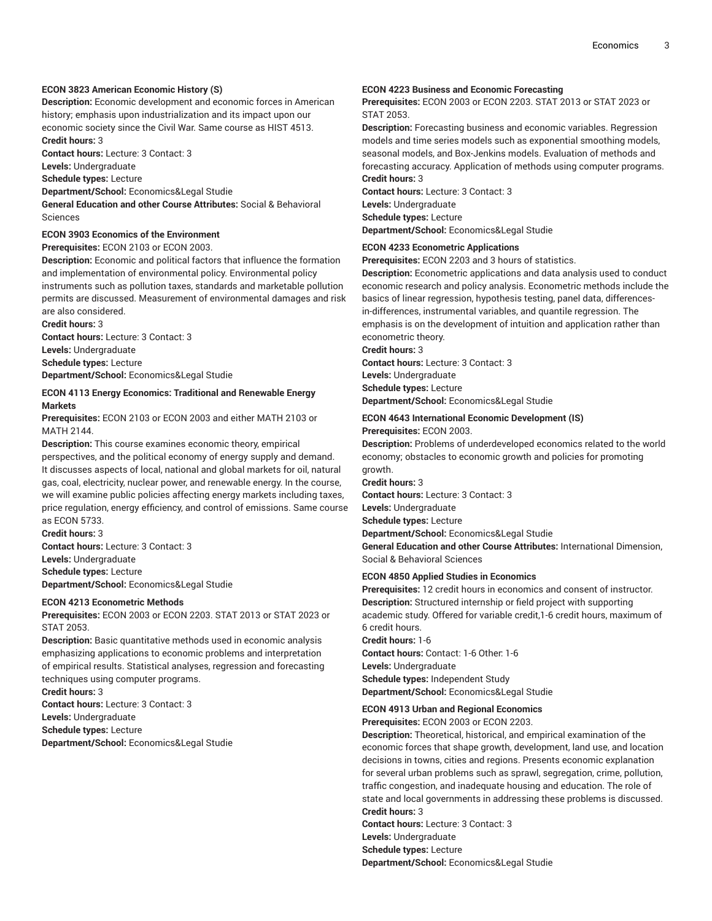**ECON 3823 American Economic History (S)**
**Description:** Economic development and economic forces in American history; emphasis upon industrialization and its impact upon our economic society since the Civil War. Same course as HIST 4513.
**Credit hours:** 3
**Contact hours:** Lecture: 3 Contact: 3
**Levels:** Undergraduate
**Schedule types:** Lecture
**Department/School:** Economics&Legal Studie
**General Education and other Course Attributes:** Social & Behavioral Sciences

**ECON 3903 Economics of the Environment**
**Prerequisites:** ECON 2103 or ECON 2003.
**Description:** Economic and political factors that influence the formation and implementation of environmental policy. Environmental policy instruments such as pollution taxes, standards and marketable pollution permits are discussed. Measurement of environmental damages and risk are also considered.
**Credit hours:** 3
**Contact hours:** Lecture: 3 Contact: 3
**Levels:** Undergraduate
**Schedule types:** Lecture
**Department/School:** Economics&Legal Studie

**ECON 4113 Energy Economics: Traditional and Renewable Energy Markets**
**Prerequisites:** ECON 2103 or ECON 2003 and either MATH 2103 or MATH 2144.
**Description:** This course examines economic theory, empirical perspectives, and the political economy of energy supply and demand. It discusses aspects of local, national and global markets for oil, natural gas, coal, electricity, nuclear power, and renewable energy. In the course, we will examine public policies affecting energy markets including taxes, price regulation, energy efficiency, and control of emissions. Same course as ECON 5733.
**Credit hours:** 3
**Contact hours:** Lecture: 3 Contact: 3
**Levels:** Undergraduate
**Schedule types:** Lecture
**Department/School:** Economics&Legal Studie

**ECON 4213 Econometric Methods**
**Prerequisites:** ECON 2003 or ECON 2203. STAT 2013 or STAT 2023 or STAT 2053.
**Description:** Basic quantitative methods used in economic analysis emphasizing applications to economic problems and interpretation of empirical results. Statistical analyses, regression and forecasting techniques using computer programs.
**Credit hours:** 3
**Contact hours:** Lecture: 3 Contact: 3
**Levels:** Undergraduate
**Schedule types:** Lecture
**Department/School:** Economics&Legal Studie

**ECON 4223 Business and Economic Forecasting**
**Prerequisites:** ECON 2003 or ECON 2203. STAT 2013 or STAT 2023 or STAT 2053.
**Description:** Forecasting business and economic variables. Regression models and time series models such as exponential smoothing models, seasonal models, and Box-Jenkins models. Evaluation of methods and forecasting accuracy. Application of methods using computer programs.
**Credit hours:** 3
**Contact hours:** Lecture: 3 Contact: 3
**Levels:** Undergraduate
**Schedule types:** Lecture
**Department/School:** Economics&Legal Studie

**ECON 4233 Econometric Applications**
**Prerequisites:** ECON 2203 and 3 hours of statistics.
**Description:** Econometric applications and data analysis used to conduct economic research and policy analysis. Econometric methods include the basics of linear regression, hypothesis testing, panel data, differences-in-differences, instrumental variables, and quantile regression. The emphasis is on the development of intuition and application rather than econometric theory.
**Credit hours:** 3
**Contact hours:** Lecture: 3 Contact: 3
**Levels:** Undergraduate
**Schedule types:** Lecture
**Department/School:** Economics&Legal Studie

**ECON 4643 International Economic Development (IS)**
**Prerequisites:** ECON 2003.
**Description:** Problems of underdeveloped economics related to the world economy; obstacles to economic growth and policies for promoting growth.
**Credit hours:** 3
**Contact hours:** Lecture: 3 Contact: 3
**Levels:** Undergraduate
**Schedule types:** Lecture
**Department/School:** Economics&Legal Studie
**General Education and other Course Attributes:** International Dimension, Social & Behavioral Sciences

**ECON 4850 Applied Studies in Economics**
**Prerequisites:** 12 credit hours in economics and consent of instructor.
**Description:** Structured internship or field project with supporting academic study. Offered for variable credit,1-6 credit hours, maximum of 6 credit hours.
**Credit hours:** 1-6
**Contact hours:** Contact: 1-6 Other: 1-6
**Levels:** Undergraduate
**Schedule types:** Independent Study
**Department/School:** Economics&Legal Studie

**ECON 4913 Urban and Regional Economics**
**Prerequisites:** ECON 2003 or ECON 2203.
**Description:** Theoretical, historical, and empirical examination of the economic forces that shape growth, development, land use, and location decisions in towns, cities and regions. Presents economic explanation for several urban problems such as sprawl, segregation, crime, pollution, traffic congestion, and inadequate housing and education. The role of state and local governments in addressing these problems is discussed.
**Credit hours:** 3
**Contact hours:** Lecture: 3 Contact: 3
**Levels:** Undergraduate
**Schedule types:** Lecture
**Department/School:** Economics&Legal Studie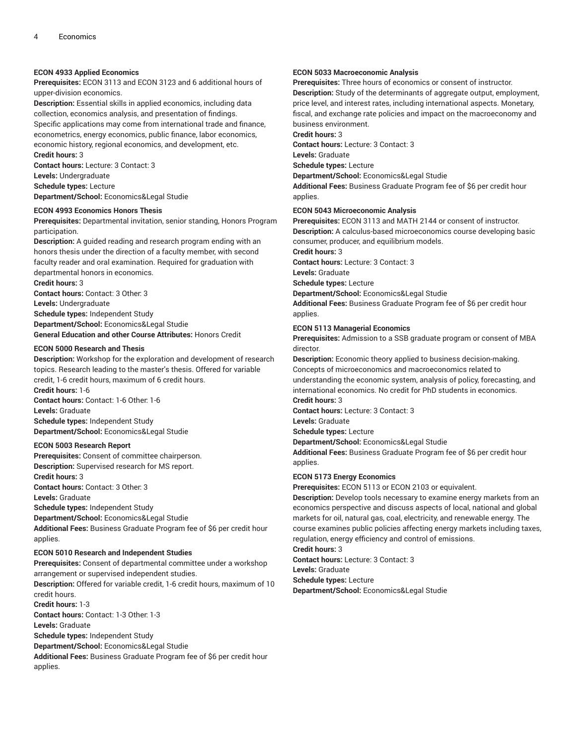**ECON 4933 Applied Economics**
**Prerequisites:** ECON 3113 and ECON 3123 and 6 additional hours of upper-division economics.
**Description:** Essential skills in applied economics, including data collection, economics analysis, and presentation of findings. Specific applications may come from international trade and finance, econometrics, energy economics, public finance, labor economics, economic history, regional economics, and development, etc.
**Credit hours:** 3
**Contact hours:** Lecture: 3 Contact: 3
**Levels:** Undergraduate
**Schedule types:** Lecture
**Department/School:** Economics&Legal Studie

**ECON 4993 Economics Honors Thesis**
**Prerequisites:** Departmental invitation, senior standing, Honors Program participation.
**Description:** A guided reading and research program ending with an honors thesis under the direction of a faculty member, with second faculty reader and oral examination. Required for graduation with departmental honors in economics.
**Credit hours:** 3
**Contact hours:** Contact: 3 Other: 3
**Levels:** Undergraduate
**Schedule types:** Independent Study
**Department/School:** Economics&Legal Studie
**General Education and other Course Attributes:** Honors Credit

**ECON 5000 Research and Thesis**
**Description:** Workshop for the exploration and development of research topics. Research leading to the master's thesis. Offered for variable credit, 1-6 credit hours, maximum of 6 credit hours.
**Credit hours:** 1-6
**Contact hours:** Contact: 1-6 Other: 1-6
**Levels:** Graduate
**Schedule types:** Independent Study
**Department/School:** Economics&Legal Studie

**ECON 5003 Research Report**
**Prerequisites:** Consent of committee chairperson.
**Description:** Supervised research for MS report.
**Credit hours:** 3
**Contact hours:** Contact: 3 Other: 3
**Levels:** Graduate
**Schedule types:** Independent Study
**Department/School:** Economics&Legal Studie
**Additional Fees:** Business Graduate Program fee of $6 per credit hour applies.

**ECON 5010 Research and Independent Studies**
**Prerequisites:** Consent of departmental committee under a workshop arrangement or supervised independent studies.
**Description:** Offered for variable credit, 1-6 credit hours, maximum of 10 credit hours.
**Credit hours:** 1-3
**Contact hours:** Contact: 1-3 Other: 1-3
**Levels:** Graduate
**Schedule types:** Independent Study
**Department/School:** Economics&Legal Studie
**Additional Fees:** Business Graduate Program fee of $6 per credit hour applies.

**ECON 5033 Macroeconomic Analysis**
**Prerequisites:** Three hours of economics or consent of instructor.
**Description:** Study of the determinants of aggregate output, employment, price level, and interest rates, including international aspects. Monetary, fiscal, and exchange rate policies and impact on the macroeconomy and business environment.
**Credit hours:** 3
**Contact hours:** Lecture: 3 Contact: 3
**Levels:** Graduate
**Schedule types:** Lecture
**Department/School:** Economics&Legal Studie
**Additional Fees:** Business Graduate Program fee of $6 per credit hour applies.

**ECON 5043 Microeconomic Analysis**
**Prerequisites:** ECON 3113 and MATH 2144 or consent of instructor.
**Description:** A calculus-based microeconomics course developing basic consumer, producer, and equilibrium models.
**Credit hours:** 3
**Contact hours:** Lecture: 3 Contact: 3
**Levels:** Graduate
**Schedule types:** Lecture
**Department/School:** Economics&Legal Studie
**Additional Fees:** Business Graduate Program fee of $6 per credit hour applies.

**ECON 5113 Managerial Economics**
**Prerequisites:** Admission to a SSB graduate program or consent of MBA director.
**Description:** Economic theory applied to business decision-making. Concepts of microeconomics and macroeconomics related to understanding the economic system, analysis of policy, forecasting, and international economics. No credit for PhD students in economics.
**Credit hours:** 3
**Contact hours:** Lecture: 3 Contact: 3
**Levels:** Graduate
**Schedule types:** Lecture
**Department/School:** Economics&Legal Studie
**Additional Fees:** Business Graduate Program fee of $6 per credit hour applies.

**ECON 5173 Energy Economics**
**Prerequisites:** ECON 5113 or ECON 2103 or equivalent.
**Description:** Develop tools necessary to examine energy markets from an economics perspective and discuss aspects of local, national and global markets for oil, natural gas, coal, electricity, and renewable energy. The course examines public policies affecting energy markets including taxes, regulation, energy efficiency and control of emissions.
**Credit hours:** 3
**Contact hours:** Lecture: 3 Contact: 3
**Levels:** Graduate
**Schedule types:** Lecture
**Department/School:** Economics&Legal Studie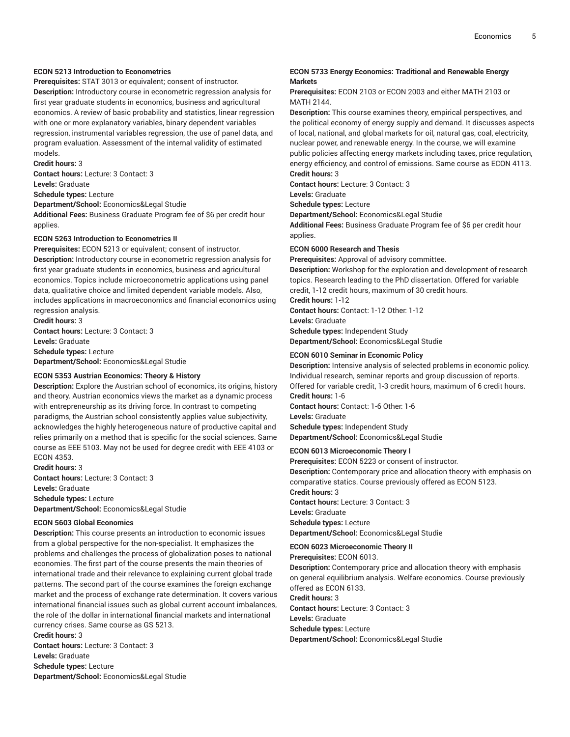### ECON 5213 Introduction to Econometrics

**Prerequisites:** STAT 3013 or equivalent; consent of instructor.

**Description:** Introductory course in econometric regression analysis for first year graduate students in economics, business and agricultural economics. A review of basic probability and statistics, linear regression with one or more explanatory variables, binary dependent variables regression, instrumental variables regression, the use of panel data, and program evaluation. Assessment of the internal validity of estimated models.

**Credit hours:** 3

**Contact hours:** Lecture: 3 Contact: 3

**Levels:** Graduate

**Schedule types:** Lecture

**Department/School:** Economics&Legal Studie

**Additional Fees:** Business Graduate Program fee of $6 per credit hour applies.

### ECON 5263 Introduction to Econometrics II

**Prerequisites:** ECON 5213 or equivalent; consent of instructor.

**Description:** Introductory course in econometric regression analysis for first year graduate students in economics, business and agricultural economics. Topics include microeconometric applications using panel data, qualitative choice and limited dependent variable models. Also, includes applications in macroeconomics and financial economics using regression analysis.

**Credit hours:** 3

**Contact hours:** Lecture: 3 Contact: 3

**Levels:** Graduate

**Schedule types:** Lecture

**Department/School:** Economics&Legal Studie

### ECON 5353 Austrian Economics: Theory & History

**Description:** Explore the Austrian school of economics, its origins, history and theory. Austrian economics views the market as a dynamic process with entrepreneurship as its driving force. In contrast to competing paradigms, the Austrian school consistently applies value subjectivity, acknowledges the highly heterogeneous nature of productive capital and relies primarily on a method that is specific for the social sciences. Same course as EEE 5103. May not be used for degree credit with EEE 4103 or ECON 4353.

**Credit hours:** 3

**Contact hours:** Lecture: 3 Contact: 3

**Levels:** Graduate

**Schedule types:** Lecture

**Department/School:** Economics&Legal Studie

### ECON 5603 Global Economics

**Description:** This course presents an introduction to economic issues from a global perspective for the non-specialist. It emphasizes the problems and challenges the process of globalization poses to national economies. The first part of the course presents the main theories of international trade and their relevance to explaining current global trade patterns. The second part of the course examines the foreign exchange market and the process of exchange rate determination. It covers various international financial issues such as global current account imbalances, the role of the dollar in international financial markets and international currency crises. Same course as GS 5213.

**Credit hours:** 3

**Contact hours:** Lecture: 3 Contact: 3

**Levels:** Graduate

**Schedule types:** Lecture

**Department/School:** Economics&Legal Studie

### ECON 5733 Energy Economics: Traditional and Renewable Energy Markets

**Prerequisites:** ECON 2103 or ECON 2003 and either MATH 2103 or MATH 2144.

**Description:** This course examines theory, empirical perspectives, and the political economy of energy supply and demand. It discusses aspects of local, national, and global markets for oil, natural gas, coal, electricity, nuclear power, and renewable energy. In the course, we will examine public policies affecting energy markets including taxes, price regulation, energy efficiency, and control of emissions. Same course as ECON 4113.

**Credit hours:** 3

**Contact hours:** Lecture: 3 Contact: 3

**Levels:** Graduate

**Schedule types:** Lecture

**Department/School:** Economics&Legal Studie

**Additional Fees:** Business Graduate Program fee of $6 per credit hour applies.

### ECON 6000 Research and Thesis

**Prerequisites:** Approval of advisory committee.

**Description:** Workshop for the exploration and development of research topics. Research leading to the PhD dissertation. Offered for variable credit, 1-12 credit hours, maximum of 30 credit hours.

**Credit hours:** 1-12

**Contact hours:** Contact: 1-12 Other: 1-12

**Levels:** Graduate

**Schedule types:** Independent Study

**Department/School:** Economics&Legal Studie

### ECON 6010 Seminar in Economic Policy

**Description:** Intensive analysis of selected problems in economic policy. Individual research, seminar reports and group discussion of reports. Offered for variable credit, 1-3 credit hours, maximum of 6 credit hours.

**Credit hours:** 1-6

**Contact hours:** Contact: 1-6 Other: 1-6

**Levels:** Graduate

**Schedule types:** Independent Study

**Department/School:** Economics&Legal Studie

### ECON 6013 Microeconomic Theory I

**Prerequisites:** ECON 5223 or consent of instructor.

**Description:** Contemporary price and allocation theory with emphasis on comparative statics. Course previously offered as ECON 5123.

**Credit hours:** 3

**Contact hours:** Lecture: 3 Contact: 3

**Levels:** Graduate

**Schedule types:** Lecture

**Department/School:** Economics&Legal Studie

### ECON 6023 Microeconomic Theory II

**Prerequisites:** ECON 6013.

**Description:** Contemporary price and allocation theory with emphasis on general equilibrium analysis. Welfare economics. Course previously offered as ECON 6133.

**Credit hours:** 3

**Contact hours:** Lecture: 3 Contact: 3

**Levels:** Graduate

**Schedule types:** Lecture

**Department/School:** Economics&Legal Studie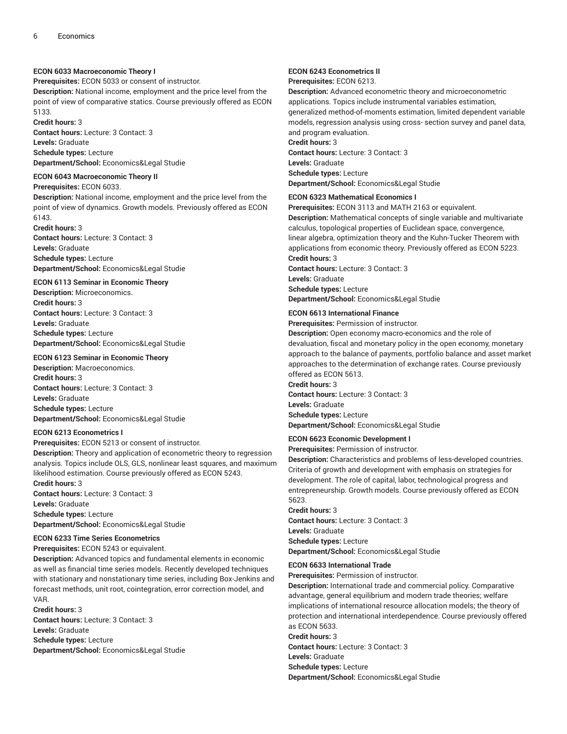#### ECON 6033 Macroeconomic Theory I

**Prerequisites:** ECON 5033 or consent of instructor.
**Description:** National income, employment and the price level from the point of view of comparative statics. Course previously offered as ECON 5133.
**Credit hours:** 3
**Contact hours:** Lecture: 3 Contact: 3
**Levels:** Graduate
**Schedule types:** Lecture
**Department/School:** Economics&Legal Studie

#### ECON 6043 Macroeconomic Theory II

**Prerequisites:** ECON 6033.
**Description:** National income, employment and the price level from the point of view of dynamics. Growth models. Previously offered as ECON 6143.
**Credit hours:** 3
**Contact hours:** Lecture: 3 Contact: 3
**Levels:** Graduate
**Schedule types:** Lecture
**Department/School:** Economics&Legal Studie

#### ECON 6113 Seminar in Economic Theory

**Description:** Microeconomics.
**Credit hours:** 3
**Contact hours:** Lecture: 3 Contact: 3
**Levels:** Graduate
**Schedule types:** Lecture
**Department/School:** Economics&Legal Studie

#### ECON 6123 Seminar in Economic Theory

**Description:** Macroeconomics.
**Credit hours:** 3
**Contact hours:** Lecture: 3 Contact: 3
**Levels:** Graduate
**Schedule types:** Lecture
**Department/School:** Economics&Legal Studie

#### ECON 6213 Econometrics I

**Prerequisites:** ECON 5213 or consent of instructor.
**Description:** Theory and application of econometric theory to regression analysis. Topics include OLS, GLS, nonlinear least squares, and maximum likelihood estimation. Course previously offered as ECON 5243.
**Credit hours:** 3
**Contact hours:** Lecture: 3 Contact: 3
**Levels:** Graduate
**Schedule types:** Lecture
**Department/School:** Economics&Legal Studie

#### ECON 6233 Time Series Econometrics

**Prerequisites:** ECON 5243 or equivalent.
**Description:** Advanced topics and fundamental elements in economic as well as financial time series models. Recently developed techniques with stationary and nonstationary time series, including Box-Jenkins and forecast methods, unit root, cointegration, error correction model, and VAR.
**Credit hours:** 3
**Contact hours:** Lecture: 3 Contact: 3
**Levels:** Graduate
**Schedule types:** Lecture
**Department/School:** Economics&Legal Studie

#### ECON 6243 Econometrics II

**Prerequisites:** ECON 6213.
**Description:** Advanced econometric theory and microeconometric applications. Topics include instrumental variables estimation, generalized method-of-moments estimation, limited dependent variable models, regression analysis using cross- section survey and panel data, and program evaluation.
**Credit hours:** 3
**Contact hours:** Lecture: 3 Contact: 3
**Levels:** Graduate
**Schedule types:** Lecture
**Department/School:** Economics&Legal Studie

#### ECON 6323 Mathematical Economics I

**Prerequisites:** ECON 3113 and MATH 2163 or equivalent.
**Description:** Mathematical concepts of single variable and multivariate calculus, topological properties of Euclidean space, convergence, linear algebra, optimization theory and the Kuhn-Tucker Theorem with applications from economic theory. Previously offered as ECON 5223.
**Credit hours:** 3
**Contact hours:** Lecture: 3 Contact: 3
**Levels:** Graduate
**Schedule types:** Lecture
**Department/School:** Economics&Legal Studie

#### ECON 6613 International Finance

**Prerequisites:** Permission of instructor.
**Description:** Open economy macro-economics and the role of devaluation, fiscal and monetary policy in the open economy, monetary approach to the balance of payments, portfolio balance and asset market approaches to the determination of exchange rates. Course previously offered as ECON 5613.
**Credit hours:** 3
**Contact hours:** Lecture: 3 Contact: 3
**Levels:** Graduate
**Schedule types:** Lecture
**Department/School:** Economics&Legal Studie

#### ECON 6623 Economic Development I

**Prerequisites:** Permission of instructor.
**Description:** Characteristics and problems of less-developed countries. Criteria of growth and development with emphasis on strategies for development. The role of capital, labor, technological progress and entrepreneurship. Growth models. Course previously offered as ECON 5623.
**Credit hours:** 3
**Contact hours:** Lecture: 3 Contact: 3
**Levels:** Graduate
**Schedule types:** Lecture
**Department/School:** Economics&Legal Studie

#### ECON 6633 International Trade

**Prerequisites:** Permission of instructor.
**Description:** International trade and commercial policy. Comparative advantage, general equilibrium and modern trade theories; welfare implications of international resource allocation models; the theory of protection and international interdependence. Course previously offered as ECON 5633.
**Credit hours:** 3
**Contact hours:** Lecture: 3 Contact: 3
**Levels:** Graduate
**Schedule types:** Lecture
**Department/School:** Economics&Legal Studie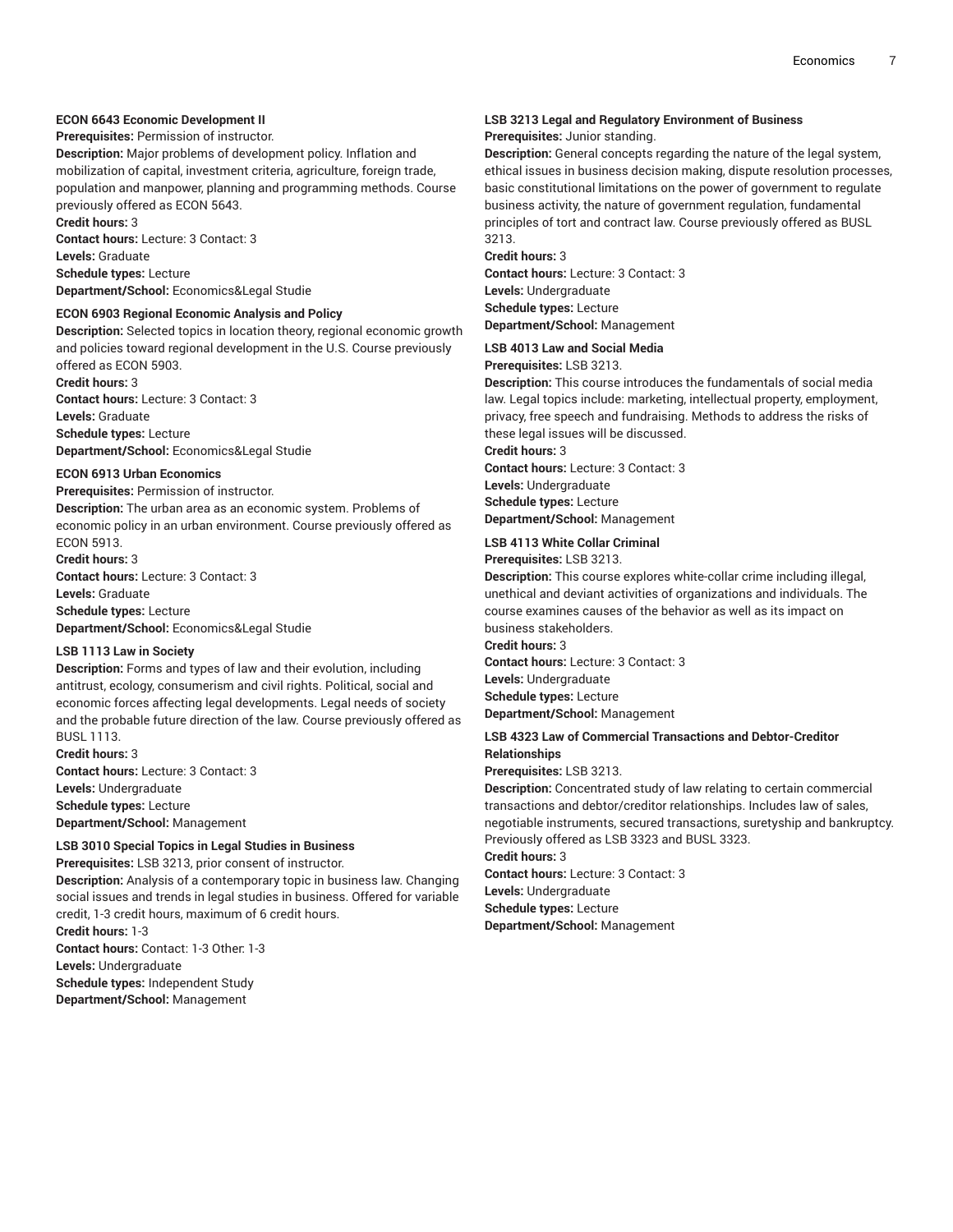**ECON 6643 Economic Development II**
**Prerequisites:** Permission of instructor.
**Description:** Major problems of development policy. Inflation and mobilization of capital, investment criteria, agriculture, foreign trade, population and manpower, planning and programming methods. Course previously offered as ECON 5643.
**Credit hours:** 3
**Contact hours:** Lecture: 3 Contact: 3
**Levels:** Graduate
**Schedule types:** Lecture
**Department/School:** Economics&Legal Studie

**ECON 6903 Regional Economic Analysis and Policy**
**Description:** Selected topics in location theory, regional economic growth and policies toward regional development in the U.S. Course previously offered as ECON 5903.
**Credit hours:** 3
**Contact hours:** Lecture: 3 Contact: 3
**Levels:** Graduate
**Schedule types:** Lecture
**Department/School:** Economics&Legal Studie

**ECON 6913 Urban Economics**
**Prerequisites:** Permission of instructor.
**Description:** The urban area as an economic system. Problems of economic policy in an urban environment. Course previously offered as ECON 5913.
**Credit hours:** 3
**Contact hours:** Lecture: 3 Contact: 3
**Levels:** Graduate
**Schedule types:** Lecture
**Department/School:** Economics&Legal Studie

**LSB 1113 Law in Society**
**Description:** Forms and types of law and their evolution, including antitrust, ecology, consumerism and civil rights. Political, social and economic forces affecting legal developments. Legal needs of society and the probable future direction of the law. Course previously offered as BUSL 1113.
**Credit hours:** 3
**Contact hours:** Lecture: 3 Contact: 3
**Levels:** Undergraduate
**Schedule types:** Lecture
**Department/School:** Management

**LSB 3010 Special Topics in Legal Studies in Business**
**Prerequisites:** LSB 3213, prior consent of instructor.
**Description:** Analysis of a contemporary topic in business law. Changing social issues and trends in legal studies in business. Offered for variable credit, 1-3 credit hours, maximum of 6 credit hours.
**Credit hours:** 1-3
**Contact hours:** Contact: 1-3 Other: 1-3
**Levels:** Undergraduate
**Schedule types:** Independent Study
**Department/School:** Management

**LSB 3213 Legal and Regulatory Environment of Business**
**Prerequisites:** Junior standing.
**Description:** General concepts regarding the nature of the legal system, ethical issues in business decision making, dispute resolution processes, basic constitutional limitations on the power of government to regulate business activity, the nature of government regulation, fundamental principles of tort and contract law. Course previously offered as BUSL 3213.
**Credit hours:** 3
**Contact hours:** Lecture: 3 Contact: 3
**Levels:** Undergraduate
**Schedule types:** Lecture
**Department/School:** Management

**LSB 4013 Law and Social Media**
**Prerequisites:** LSB 3213.
**Description:** This course introduces the fundamentals of social media law. Legal topics include: marketing, intellectual property, employment, privacy, free speech and fundraising. Methods to address the risks of these legal issues will be discussed.
**Credit hours:** 3
**Contact hours:** Lecture: 3 Contact: 3
**Levels:** Undergraduate
**Schedule types:** Lecture
**Department/School:** Management

**LSB 4113 White Collar Criminal**
**Prerequisites:** LSB 3213.
**Description:** This course explores white-collar crime including illegal, unethical and deviant activities of organizations and individuals. The course examines causes of the behavior as well as its impact on business stakeholders.
**Credit hours:** 3
**Contact hours:** Lecture: 3 Contact: 3
**Levels:** Undergraduate
**Schedule types:** Lecture
**Department/School:** Management

**LSB 4323 Law of Commercial Transactions and Debtor-Creditor Relationships**
**Prerequisites:** LSB 3213.
**Description:** Concentrated study of law relating to certain commercial transactions and debtor/creditor relationships. Includes law of sales, negotiable instruments, secured transactions, suretyship and bankruptcy. Previously offered as LSB 3323 and BUSL 3323.
**Credit hours:** 3
**Contact hours:** Lecture: 3 Contact: 3
**Levels:** Undergraduate
**Schedule types:** Lecture
**Department/School:** Management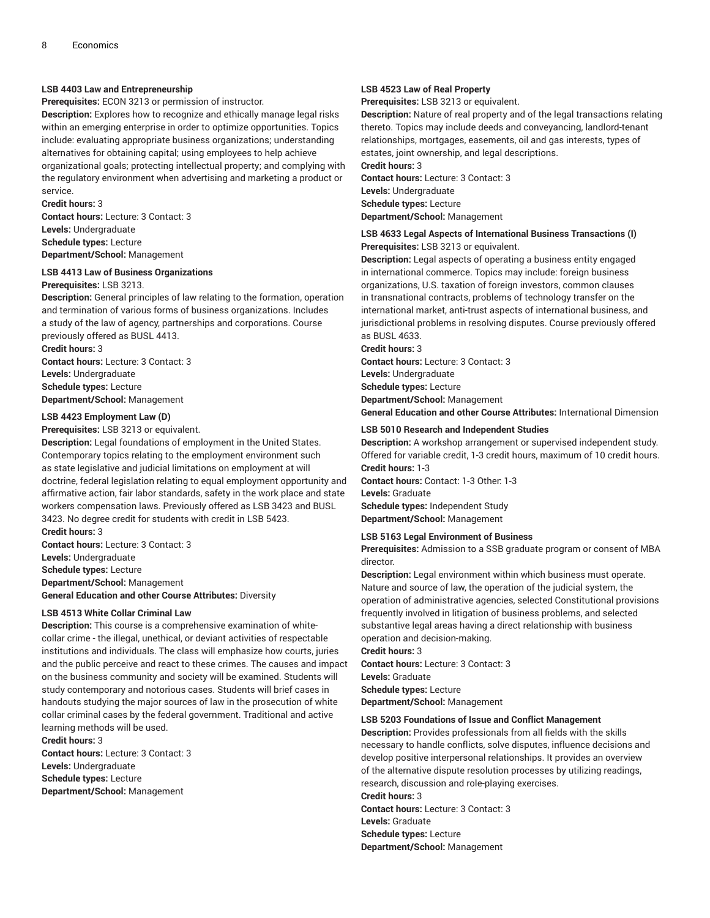#### LSB 4403 Law and Entrepreneurship

**Prerequisites:** ECON 3213 or permission of instructor.
**Description:** Explores how to recognize and ethically manage legal risks within an emerging enterprise in order to optimize opportunities. Topics include: evaluating appropriate business organizations; understanding alternatives for obtaining capital; using employees to help achieve organizational goals; protecting intellectual property; and complying with the regulatory environment when advertising and marketing a product or service.
**Credit hours:** 3
**Contact hours:** Lecture: 3 Contact: 3
**Levels:** Undergraduate
**Schedule types:** Lecture
**Department/School:** Management

#### LSB 4413 Law of Business Organizations

**Prerequisites:** LSB 3213.
**Description:** General principles of law relating to the formation, operation and termination of various forms of business organizations. Includes a study of the law of agency, partnerships and corporations. Course previously offered as BUSL 4413.
**Credit hours:** 3
**Contact hours:** Lecture: 3 Contact: 3
**Levels:** Undergraduate
**Schedule types:** Lecture
**Department/School:** Management

#### LSB 4423 Employment Law (D)

**Prerequisites:** LSB 3213 or equivalent.
**Description:** Legal foundations of employment in the United States. Contemporary topics relating to the employment environment such as state legislative and judicial limitations on employment at will doctrine, federal legislation relating to equal employment opportunity and affirmative action, fair labor standards, safety in the work place and state workers compensation laws. Previously offered as LSB 3423 and BUSL 3423. No degree credit for students with credit in LSB 5423.
**Credit hours:** 3
**Contact hours:** Lecture: 3 Contact: 3
**Levels:** Undergraduate
**Schedule types:** Lecture
**Department/School:** Management
**General Education and other Course Attributes:** Diversity

#### LSB 4513 White Collar Criminal Law

**Description:** This course is a comprehensive examination of white-collar crime - the illegal, unethical, or deviant activities of respectable institutions and individuals. The class will emphasize how courts, juries and the public perceive and react to these crimes. The causes and impact on the business community and society will be examined. Students will study contemporary and notorious cases. Students will brief cases in handouts studying the major sources of law in the prosecution of white collar criminal cases by the federal government. Traditional and active learning methods will be used.
**Credit hours:** 3
**Contact hours:** Lecture: 3 Contact: 3
**Levels:** Undergraduate
**Schedule types:** Lecture
**Department/School:** Management

#### LSB 4523 Law of Real Property

**Prerequisites:** LSB 3213 or equivalent.
**Description:** Nature of real property and of the legal transactions relating thereto. Topics may include deeds and conveyancing, landlord-tenant relationships, mortgages, easements, oil and gas interests, types of estates, joint ownership, and legal descriptions.
**Credit hours:** 3
**Contact hours:** Lecture: 3 Contact: 3
**Levels:** Undergraduate
**Schedule types:** Lecture
**Department/School:** Management

#### LSB 4633 Legal Aspects of International Business Transactions (I)

**Prerequisites:** LSB 3213 or equivalent.
**Description:** Legal aspects of operating a business entity engaged in international commerce. Topics may include: foreign business organizations, U.S. taxation of foreign investors, common clauses in transnational contracts, problems of technology transfer on the international market, anti-trust aspects of international business, and jurisdictional problems in resolving disputes. Course previously offered as BUSL 4633.
**Credit hours:** 3
**Contact hours:** Lecture: 3 Contact: 3
**Levels:** Undergraduate
**Schedule types:** Lecture
**Department/School:** Management
**General Education and other Course Attributes:** International Dimension

#### LSB 5010 Research and Independent Studies

**Description:** A workshop arrangement or supervised independent study. Offered for variable credit, 1-3 credit hours, maximum of 10 credit hours.
**Credit hours:** 1-3
**Contact hours:** Contact: 1-3 Other: 1-3
**Levels:** Graduate
**Schedule types:** Independent Study
**Department/School:** Management

#### LSB 5163 Legal Environment of Business

**Prerequisites:** Admission to a SSB graduate program or consent of MBA director.
**Description:** Legal environment within which business must operate. Nature and source of law, the operation of the judicial system, the operation of administrative agencies, selected Constitutional provisions frequently involved in litigation of business problems, and selected substantive legal areas having a direct relationship with business operation and decision-making.
**Credit hours:** 3
**Contact hours:** Lecture: 3 Contact: 3
**Levels:** Graduate
**Schedule types:** Lecture
**Department/School:** Management

#### LSB 5203 Foundations of Issue and Conflict Management

**Description:** Provides professionals from all fields with the skills necessary to handle conflicts, solve disputes, influence decisions and develop positive interpersonal relationships. It provides an overview of the alternative dispute resolution processes by utilizing readings, research, discussion and role-playing exercises.
**Credit hours:** 3
**Contact hours:** Lecture: 3 Contact: 3
**Levels:** Graduate
**Schedule types:** Lecture
**Department/School:** Management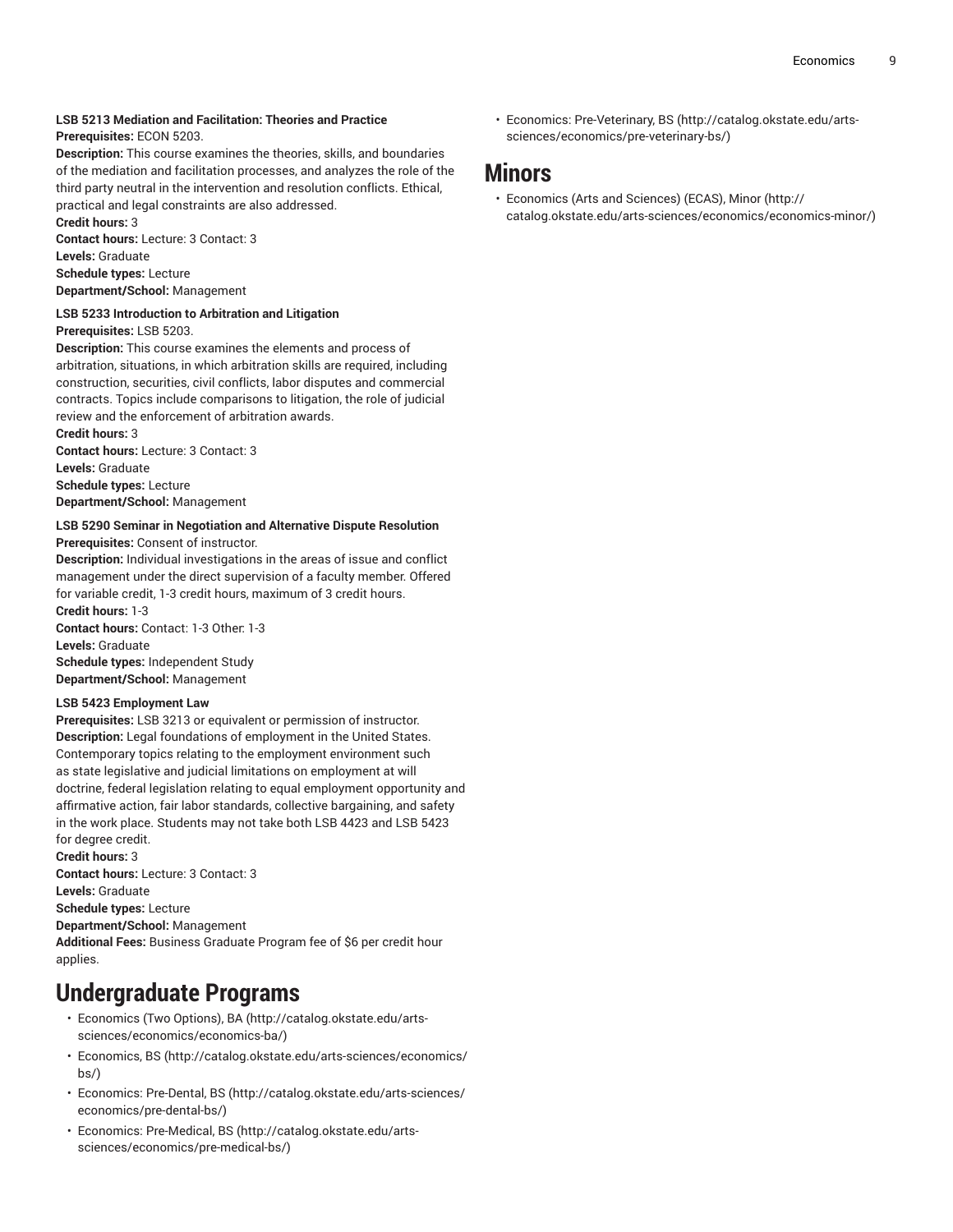**LSB 5213 Mediation and Facilitation: Theories and Practice**
**Prerequisites:** ECON 5203.
**Description:** This course examines the theories, skills, and boundaries of the mediation and facilitation processes, and analyzes the role of the third party neutral in the intervention and resolution conflicts. Ethical, practical and legal constraints are also addressed.
**Credit hours:** 3
**Contact hours:** Lecture: 3 Contact: 3
**Levels:** Graduate
**Schedule types:** Lecture
**Department/School:** Management

**LSB 5233 Introduction to Arbitration and Litigation**
**Prerequisites:** LSB 5203.
**Description:** This course examines the elements and process of arbitration, situations, in which arbitration skills are required, including construction, securities, civil conflicts, labor disputes and commercial contracts. Topics include comparisons to litigation, the role of judicial review and the enforcement of arbitration awards.
**Credit hours:** 3
**Contact hours:** Lecture: 3 Contact: 3
**Levels:** Graduate
**Schedule types:** Lecture
**Department/School:** Management

**LSB 5290 Seminar in Negotiation and Alternative Dispute Resolution**
**Prerequisites:** Consent of instructor.
**Description:** Individual investigations in the areas of issue and conflict management under the direct supervision of a faculty member. Offered for variable credit, 1-3 credit hours, maximum of 3 credit hours.
**Credit hours:** 1-3
**Contact hours:** Contact: 1-3 Other: 1-3
**Levels:** Graduate
**Schedule types:** Independent Study
**Department/School:** Management

**LSB 5423 Employment Law**
**Prerequisites:** LSB 3213 or equivalent or permission of instructor.
**Description:** Legal foundations of employment in the United States. Contemporary topics relating to the employment environment such as state legislative and judicial limitations on employment at will doctrine, federal legislation relating to equal employment opportunity and affirmative action, fair labor standards, collective bargaining, and safety in the work place. Students may not take both LSB 4423 and LSB 5423 for degree credit.
**Credit hours:** 3
**Contact hours:** Lecture: 3 Contact: 3
**Levels:** Graduate
**Schedule types:** Lecture
**Department/School:** Management
**Additional Fees:** Business Graduate Program fee of $6 per credit hour applies.

# Undergraduate Programs

- Economics (Two Options), BA (http://catalog.okstate.edu/arts-sciences/economics/economics-ba/)
- Economics, BS (http://catalog.okstate.edu/arts-sciences/economics/bs/)
- Economics: Pre-Dental, BS (http://catalog.okstate.edu/arts-sciences/economics/pre-dental-bs/)
- Economics: Pre-Medical, BS (http://catalog.okstate.edu/arts-sciences/economics/pre-medical-bs/)
- Economics: Pre-Veterinary, BS (http://catalog.okstate.edu/arts-sciences/economics/pre-veterinary-bs/)

# Minors

- Economics (Arts and Sciences) (ECAS), Minor (http://catalog.okstate.edu/arts-sciences/economics/economics-minor/)